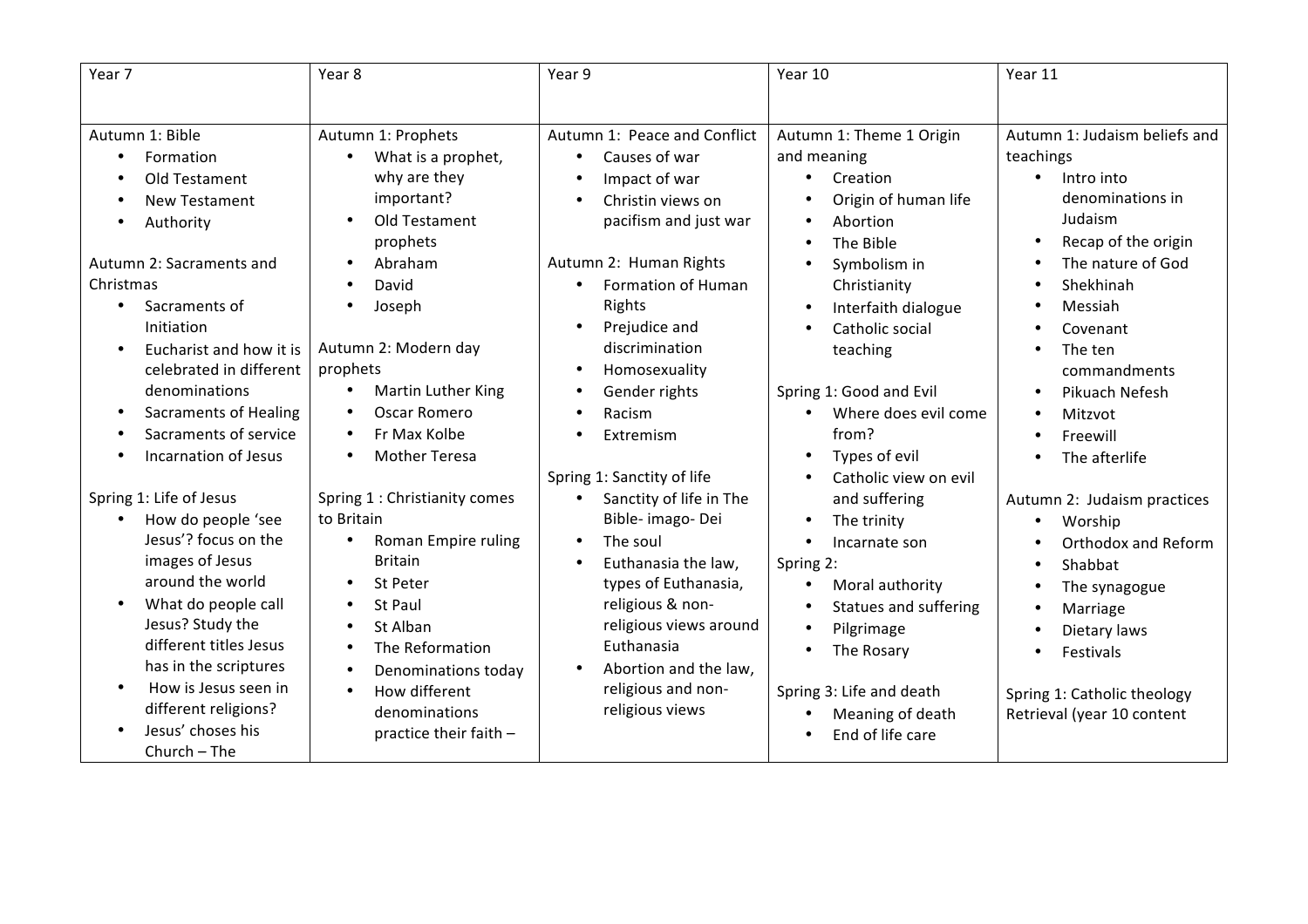| Year 7 | Year 8 | Year 9 | Year 10 | Year 11 |
|---|---|---|---|---|
| Autumn 1: Bible<br>• Formation<br>• Old Testament<br>• New Testament<br>• Authority<br><br>Autumn 2: Sacraments and Christmas<br>• Sacraments of Initiation<br>• Eucharist and how it is celebrated in different denominations<br>• Sacraments of Healing<br>• Sacraments of service<br>• Incarnation of Jesus<br><br>Spring 1: Life of Jesus<br>• How do people 'see Jesus'? focus on the images of Jesus around the world<br>• What do people call Jesus? Study the different titles Jesus has in the scriptures<br>• How is Jesus seen in different religions?<br>• Jesus' choses his Church – The | Autumn 1: Prophets<br>• What is a prophet, why are they important?<br>• Old Testament prophets<br>• Abraham<br>• David<br>• Joseph<br><br>Autumn 2: Modern day prophets<br>• Martin Luther King<br>• Oscar Romero<br>• Fr Max Kolbe<br>• Mother Teresa<br><br>Spring 1 : Christianity comes to Britain<br>• Roman Empire ruling Britain<br>• St Peter<br>• St Paul<br>• St Alban<br>• The Reformation<br>• Denominations today<br>• How different denominations practice their faith – | Autumn 1: Peace and Conflict<br>• Causes of war<br>• Impact of war<br>• Christin views on pacifism and just war<br><br>Autumn 2: Human Rights<br>• Formation of Human Rights<br>• Prejudice and discrimination<br>• Homosexuality<br>• Gender rights<br>• Racism<br>• Extremism<br><br>Spring 1: Sanctity of life<br>• Sanctity of life in The Bible- imago- Dei<br>• The soul<br>• Euthanasia the law, types of Euthanasia, religious & non-religious views around Euthanasia<br>• Abortion and the law, religious and non-religious views | Autumn 1: Theme 1 Origin and meaning<br>• Creation<br>• Origin of human life<br>• Abortion<br>• The Bible<br>• Symbolism in Christianity<br>• Interfaith dialogue<br>• Catholic social teaching<br><br>Spring 1: Good and Evil<br>• Where does evil come from?<br>• Types of evil<br>• Catholic view on evil and suffering<br>• The trinity<br>• Incarnate son<br>Spring 2:<br>• Moral authority<br>• Statues and suffering<br>• Pilgrimage<br>• The Rosary<br><br>Spring 3: Life and death<br>• Meaning of death<br>• End of life care | Autumn 1: Judaism beliefs and teachings<br>• Intro into denominations in Judaism<br>• Recap of the origin<br>• The nature of God<br>• Shekhinah<br>• Messiah<br>• Covenant<br>• The ten commandments<br>• Pikuach Nefesh<br>• Mitzvot<br>• Freewill<br>• The afterlife<br><br>Autumn 2: Judaism practices<br>• Worship<br>• Orthodox and Reform<br>• Shabbat<br>• The synagogue<br>• Marriage<br>• Dietary laws<br>• Festivals<br><br>Spring 1: Catholic theology Retrieval (year 10 content |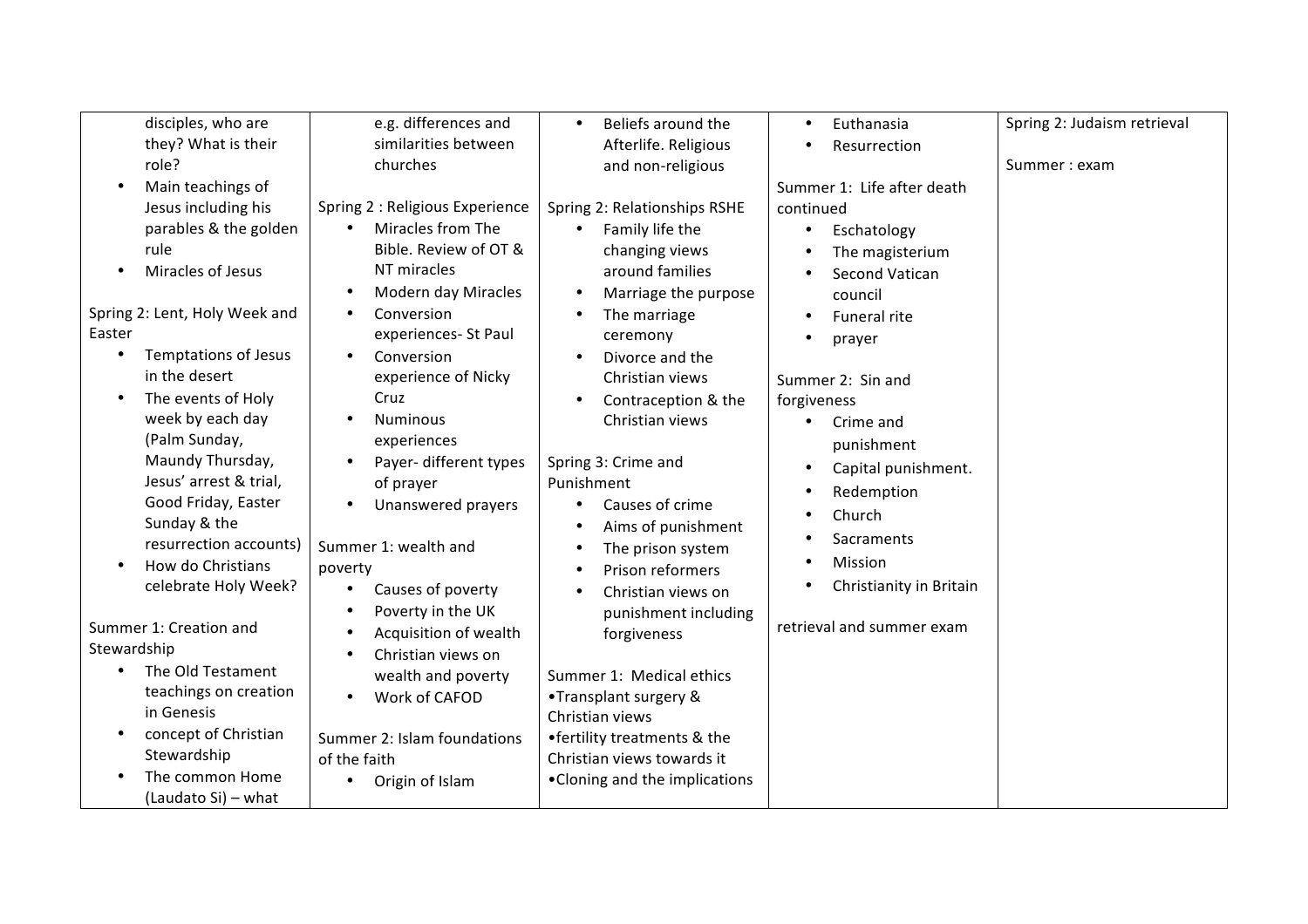| | | | | |
|---|---|---|---|---|
| disciples, who are they? What is their role?<br>• Main teachings of Jesus including his parables & the golden rule<br>• Miracles of Jesus<br><br>Spring 2: Lent, Holy Week and Easter<br>• Temptations of Jesus in the desert<br>• The events of Holy week by each day (Palm Sunday, Maundy Thursday, Jesus' arrest & trial, Good Friday, Easter Sunday & the resurrection accounts)<br>• How do Christians celebrate Holy Week?<br><br>Summer 1: Creation and Stewardship<br>• The Old Testament teachings on creation in Genesis<br>• concept of Christian Stewardship<br>• The common Home (Laudato Si) – what | e.g. differences and similarities between churches<br><br>Spring 2 : Religious Experience<br>• Miracles from The Bible. Review of OT & NT miracles<br>• Modern day Miracles<br>• Conversion experiences- St Paul<br>• Conversion experience of Nicky Cruz<br>• Numinous experiences<br>• Payer- different types of prayer<br>• Unanswered prayers<br><br>Summer 1: wealth and poverty<br>• Causes of poverty<br>• Poverty in the UK<br>• Acquisition of wealth<br>• Christian views on wealth and poverty<br>• Work of CAFOD<br><br>Summer 2: Islam foundations of the faith<br>• Origin of Islam | • Beliefs around the Afterlife. Religious and non-religious<br><br>Spring 2: Relationships RSHE<br>• Family life the changing views around families<br>• Marriage the purpose<br>• The marriage ceremony<br>• Divorce and the Christian views<br>• Contraception & the Christian views<br><br>Spring 3: Crime and Punishment<br>• Causes of crime<br>• Aims of punishment<br>• The prison system<br>• Prison reformers<br>• Christian views on punishment including forgiveness<br><br>Summer 1: Medical ethics<br>•Transplant surgery & Christian views<br>•fertility treatments & the Christian views towards it<br>•Cloning and the implications | • Euthanasia<br>• Resurrection<br><br>Summer 1: Life after death continued<br>• Eschatology<br>• The magisterium<br>• Second Vatican council<br>• Funeral rite<br>• prayer<br><br>Summer 2: Sin and forgiveness<br>• Crime and punishment<br>• Capital punishment.<br>• Redemption<br>• Church<br>• Sacraments<br>• Mission<br>• Christianity in Britain<br><br>retrieval and summer exam | Spring 2: Judaism retrieval<br><br>Summer : exam |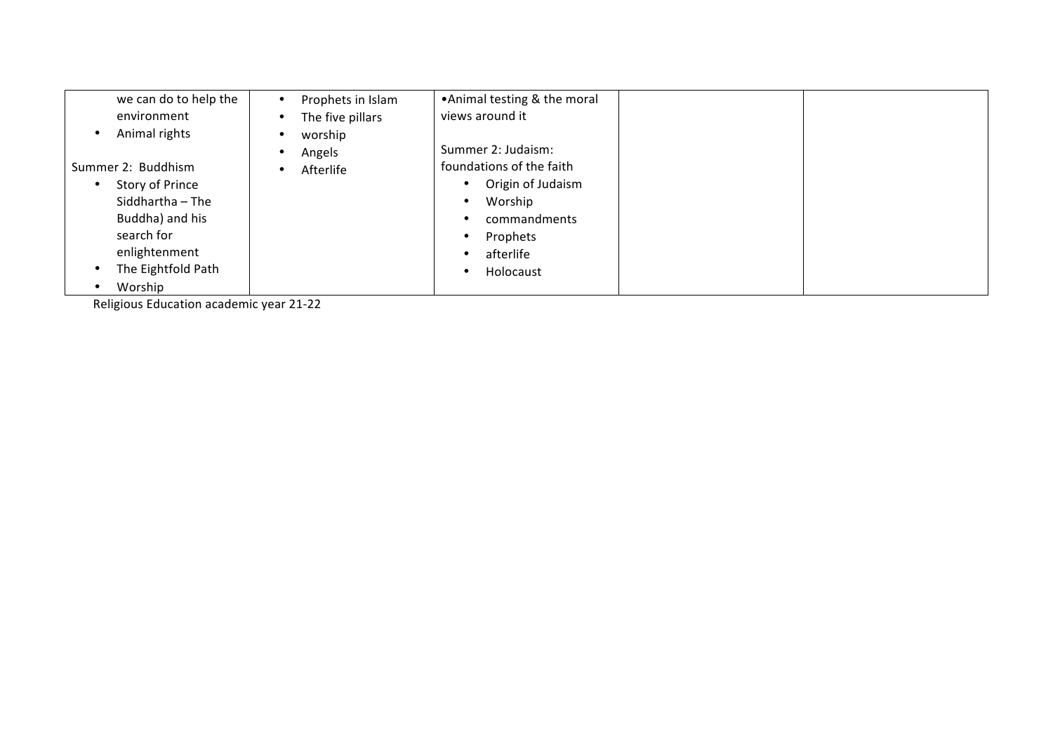| | | | | |
|---|---|---|---|---|
| we can do to help the environment<br>• Animal rights<br><br>Summer 2: Buddhism<br>• Story of Prince Siddhartha – The Buddha) and his search for enlightenment<br>• The Eightfold Path<br>• Worship | • Prophets in Islam<br>• The five pillars<br>• worship<br>• Angels<br>• Afterlife | •Animal testing & the moral views around it<br><br>Summer 2: Judaism: foundations of the faith<br>• Origin of Judaism<br>• Worship<br>• commandments<br>• Prophets<br>• afterlife<br>• Holocaust | | |

Religious Education academic year 21-22